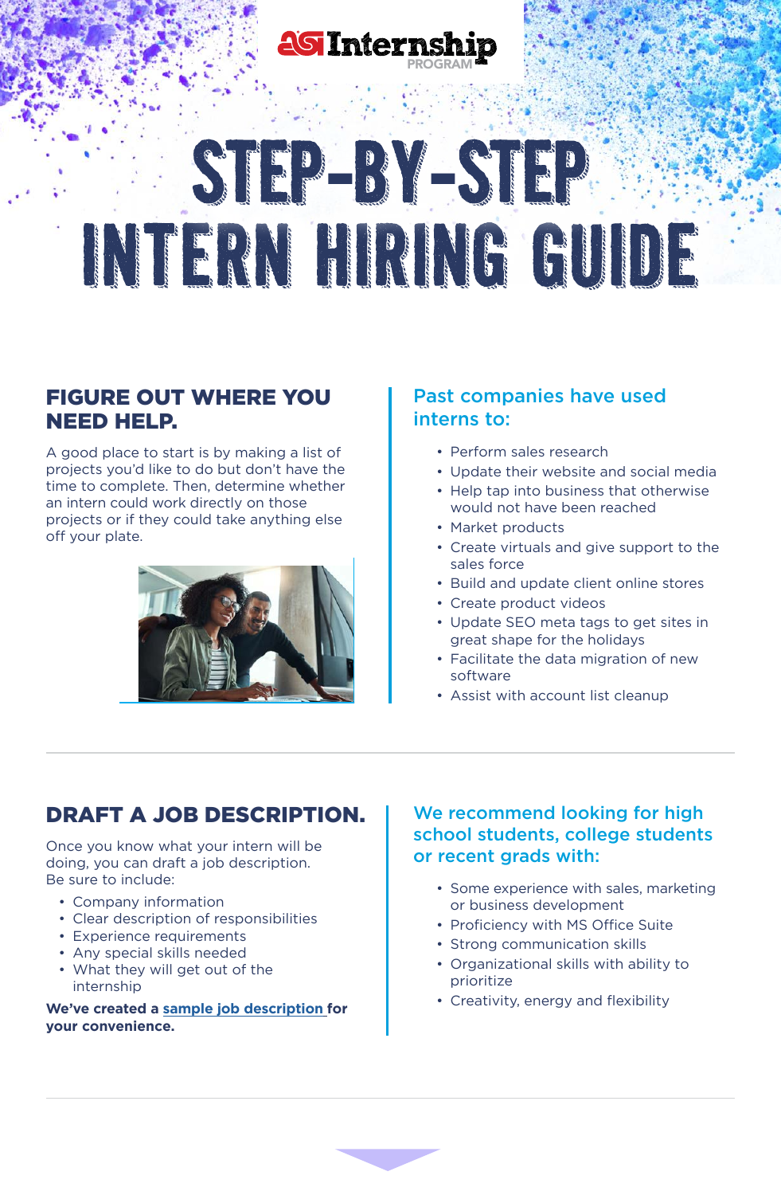ASI Internship PROGRAM

# STEP-BY-STEP INTERN HIRING GUIDE

## FIGURE OUT WHERE YOU NEED HELP.

A good place to start is by making a list of projects you'd like to do but don't have the time to complete. Then, determine whether an intern could work directly on those projects or if they could take anything else off your plate.

### Past companies have used interns to:

- Perform sales research
- Update their website and social media
- Help tap into business that otherwise would not have been reached
- Market products
- Create virtuals and give support to the sales force
- Build and update client online stores
- Create product videos
- Update SEO meta tags to get sites in great shape for the holidays
- Facilitate the data migration of new software
- Assist with account list cleanup

## DRAFT A JOB DESCRIPTION.

Once you know what your intern will be doing, you can draft a job description. Be sure to include:

- Company information
- Clear description of responsibilities
- Experience requirements
- Any special skills needed
- What they will get out of the internship

**We've created a sample job description for your convenience.**

### We recommend looking for high school students, college students or recent grads with:

- Some experience with sales, marketing or business development
- Proficiency with MS Office Suite
- Strong communication skills
- Organizational skills with ability to prioritize
- Creativity, energy and flexibility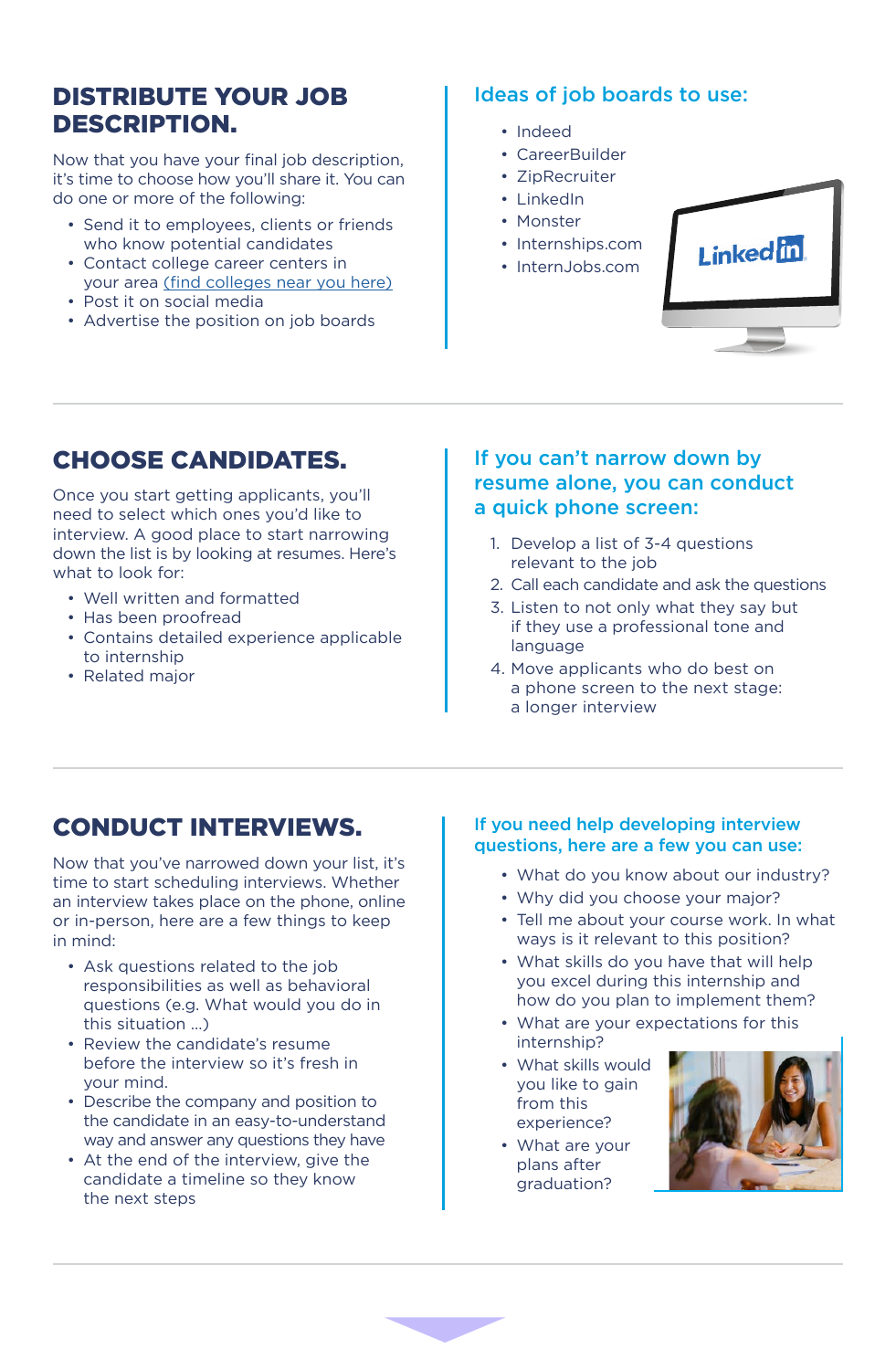## DISTRIBUTE YOUR JOB DESCRIPTION.

Now that you have your final job description, it's time to choose how you'll share it. You can do one or more of the following:

- Send it to employees, clients or friends who know potential candidates
- Contact college career centers in your area (find colleges near you here)
- Post it on social media
- Advertise the position on job boards

### Ideas of job boards to use:

- Indeed
- CareerBuilder
- ZipRecruiter
- LinkedIn
- Monster
- Internships.com
- InternJobs.com

## CHOOSE CANDIDATES.

Once you start getting applicants, you'll need to select which ones you'd like to interview. A good place to start narrowing down the list is by looking at resumes. Here's what to look for:

- Well written and formatted
- Has been proofread
- Contains detailed experience applicable to internship
- Related major

### If you can't narrow down by resume alone, you can conduct a quick phone screen:

1. Develop a list of 3-4 questions relevant to the job
2. Call each candidate and ask the questions
3. Listen to not only what they say but if they use a professional tone and language
4. Move applicants who do best on a phone screen to the next stage: a longer interview

## CONDUCT INTERVIEWS.

Now that you've narrowed down your list, it's time to start scheduling interviews. Whether an interview takes place on the phone, online or in-person, here are a few things to keep in mind:

- Ask questions related to the job responsibilities as well as behavioral questions (e.g. What would you do in this situation ...)
- Review the candidate's resume before the interview so it's fresh in your mind.
- Describe the company and position to the candidate in an easy-to-understand way and answer any questions they have
- At the end of the interview, give the candidate a timeline so they know the next steps

### If you need help developing interview questions, here are a few you can use:

- What do you know about our industry?
- Why did you choose your major?
- Tell me about your course work. In what ways is it relevant to this position?
- What skills do you have that will help you excel during this internship and how do you plan to implement them?
- What are your expectations for this internship?
- What skills would you like to gain from this experience?
- What are your plans after graduation?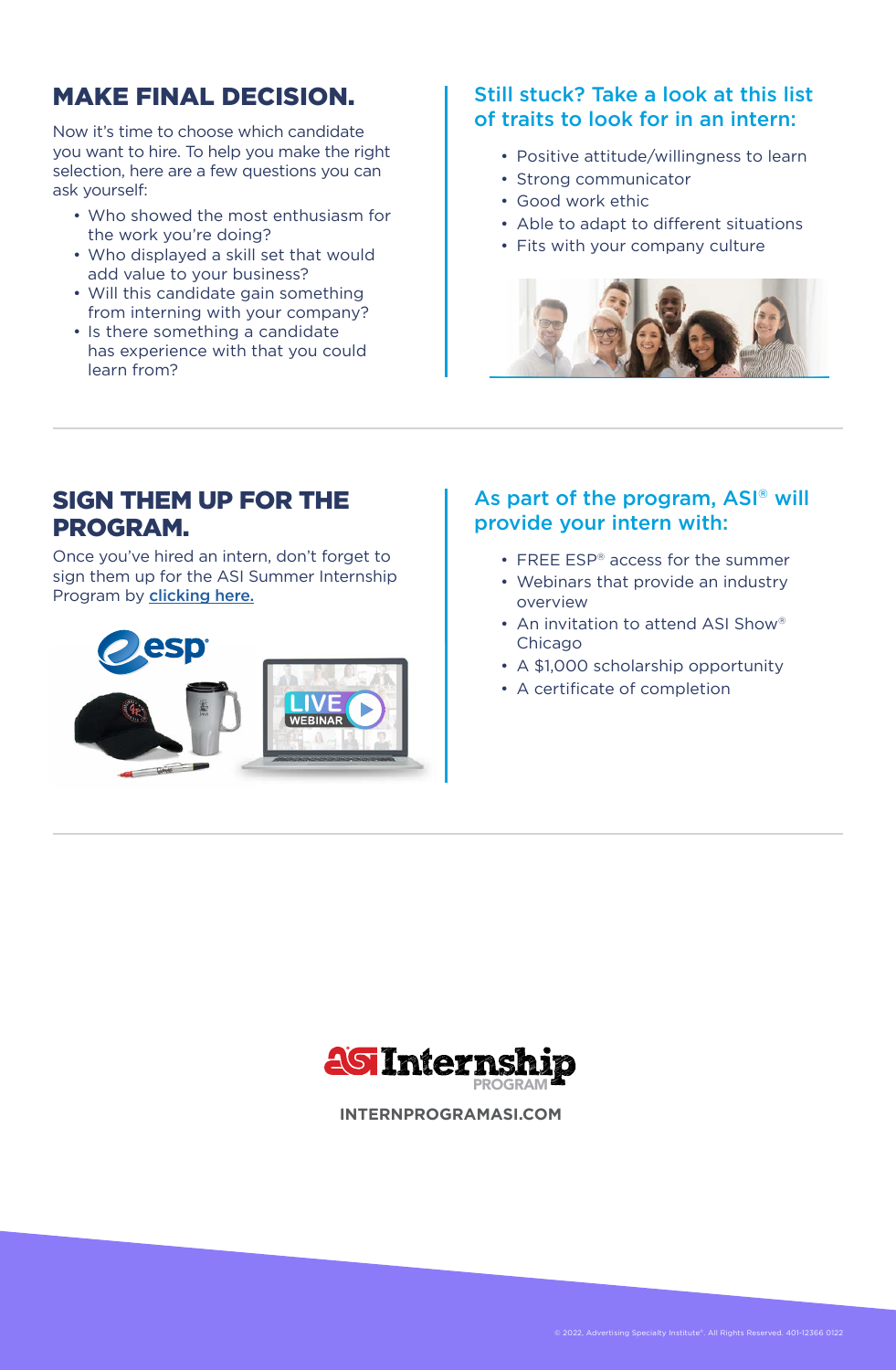## MAKE FINAL DECISION.

Now it's time to choose which candidate you want to hire. To help you make the right selection, here are a few questions you can ask yourself:

- Who showed the most enthusiasm for the work you're doing?
- Who displayed a skill set that would add value to your business?
- Will this candidate gain something from interning with your company?
- Is there something a candidate has experience with that you could learn from?

### Still stuck? Take a look at this list of traits to look for in an intern:

- Positive attitude/willingness to learn
- Strong communicator
- Good work ethic
- Able to adapt to different situations
- Fits with your company culture

## SIGN THEM UP FOR THE PROGRAM.

Once you've hired an intern, don't forget to sign them up for the ASI Summer Internship Program by [clicking here.]()

### As part of the program, ASI® will provide your intern with:

- FREE ESP® access for the summer
- Webinars that provide an industry overview
- An invitation to attend ASI Show® Chicago
- A $1,000 scholarship opportunity
- A certificate of completion

ASI Internship PROGRAM

INTERNPROGRAMASI.COM

© 2022, Advertising Specialty Institute®. All Rights Reserved. 401-12366 0122